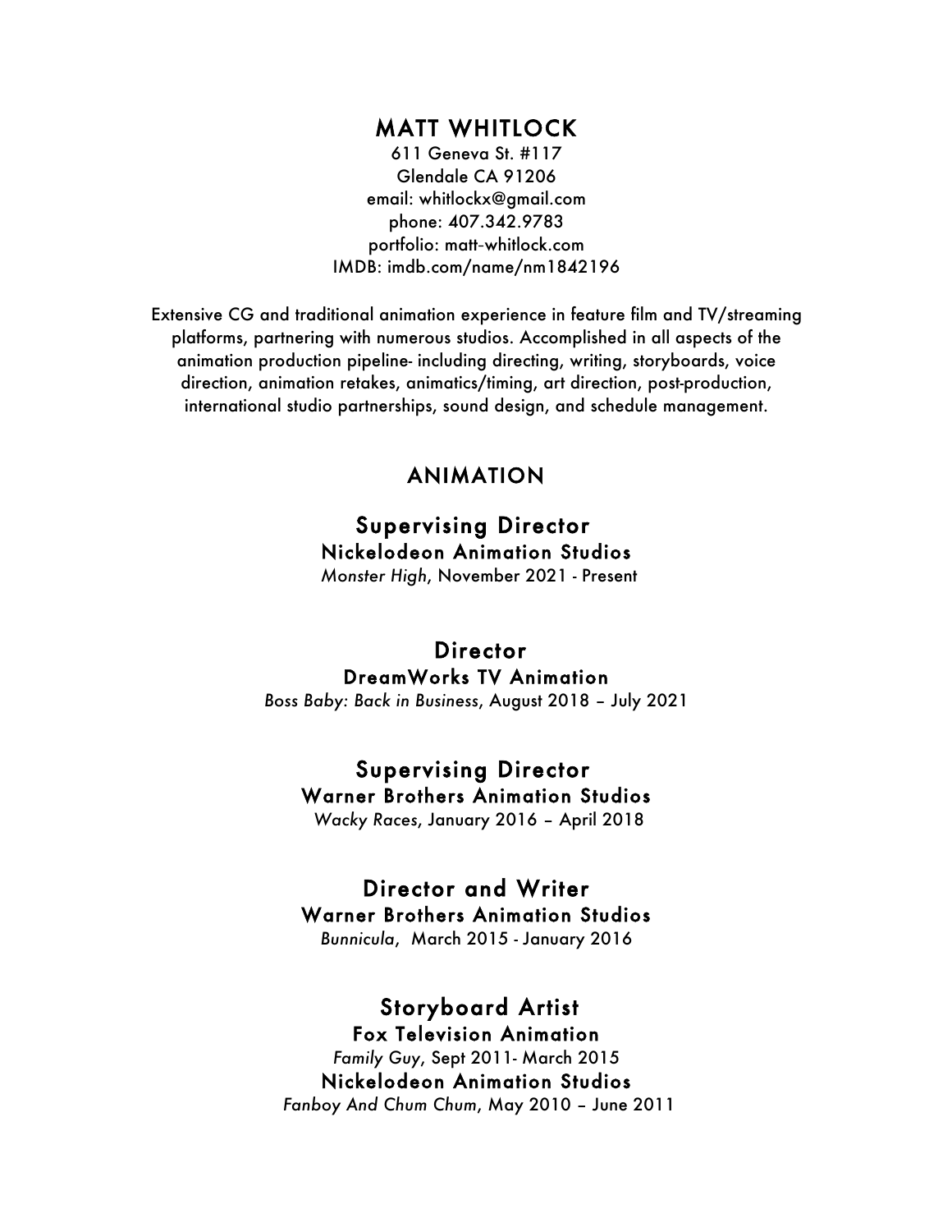# MATT WHITLOCK

611 Geneva St. #117
Glendale CA 91206
email: whitlockx@gmail.com
phone: 407.342.9783
portfolio: matt-whitlock.com
IMDB: imdb.com/name/nm1842196

Extensive CG and traditional animation experience in feature film and TV/streaming platforms, partnering with numerous studios. Accomplished in all aspects of the animation production pipeline- including directing, writing, storyboards, voice direction, animation retakes, animatics/timing, art direction, post-production, international studio partnerships, sound design, and schedule management.

## ANIMATION

### Supervising Director

**Nickelodeon Animation Studios**
*Monster High*, November 2021 - Present

### Director

**DreamWorks TV Animation**
*Boss Baby: Back in Business*, August 2018 – July 2021

### Supervising Director

**Warner Brothers Animation Studios**
*Wacky Races*, January 2016 – April 2018

### Director and Writer

**Warner Brothers Animation Studios**
*Bunnicula*, March 2015 - January 2016

### Storyboard Artist

**Fox Television Animation**
*Family Guy*, Sept 2011- March 2015

**Nickelodeon Animation Studios**
*Fanboy And Chum Chum*, May 2010 – June 2011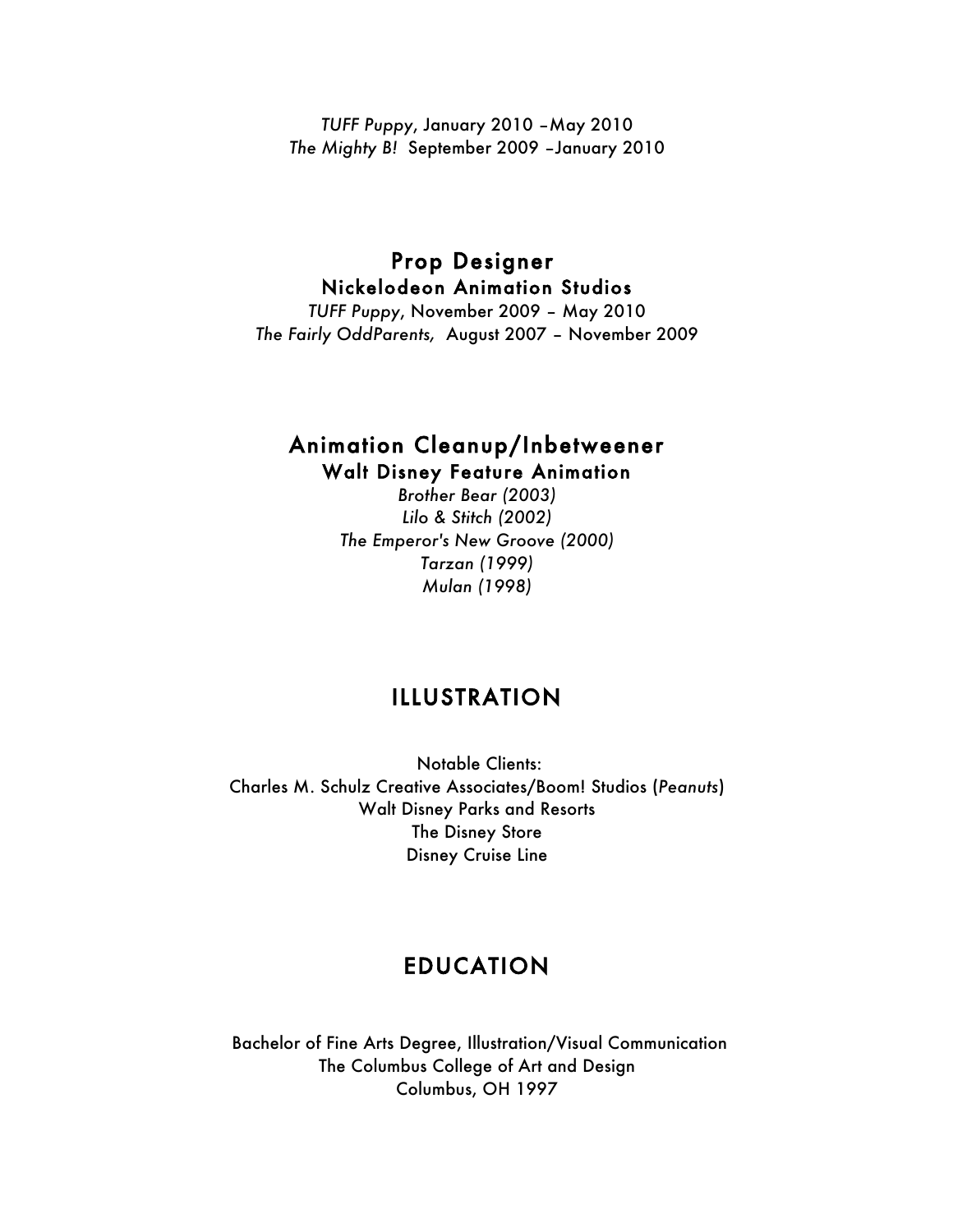*TUFF Puppy*, January 2010 –May 2010
*The Mighty B!* September 2009 –January 2010

## Prop Designer

### Nickelodeon Animation Studios

*TUFF Puppy*, November 2009 – May 2010
*The Fairly OddParents,* August 2007 – November 2009

## Animation Cleanup/Inbetweener

### Walt Disney Feature Animation

*Brother Bear (2003)*
*Lilo & Stitch (2002)*
*The Emperor's New Groove (2000)*
*Tarzan (1999)*
*Mulan (1998)*

## ILLUSTRATION

Notable Clients:
Charles M. Schulz Creative Associates/Boom! Studios (*Peanuts*)
Walt Disney Parks and Resorts
The Disney Store
Disney Cruise Line

## EDUCATION

Bachelor of Fine Arts Degree, Illustration/Visual Communication
The Columbus College of Art and Design
Columbus, OH 1997